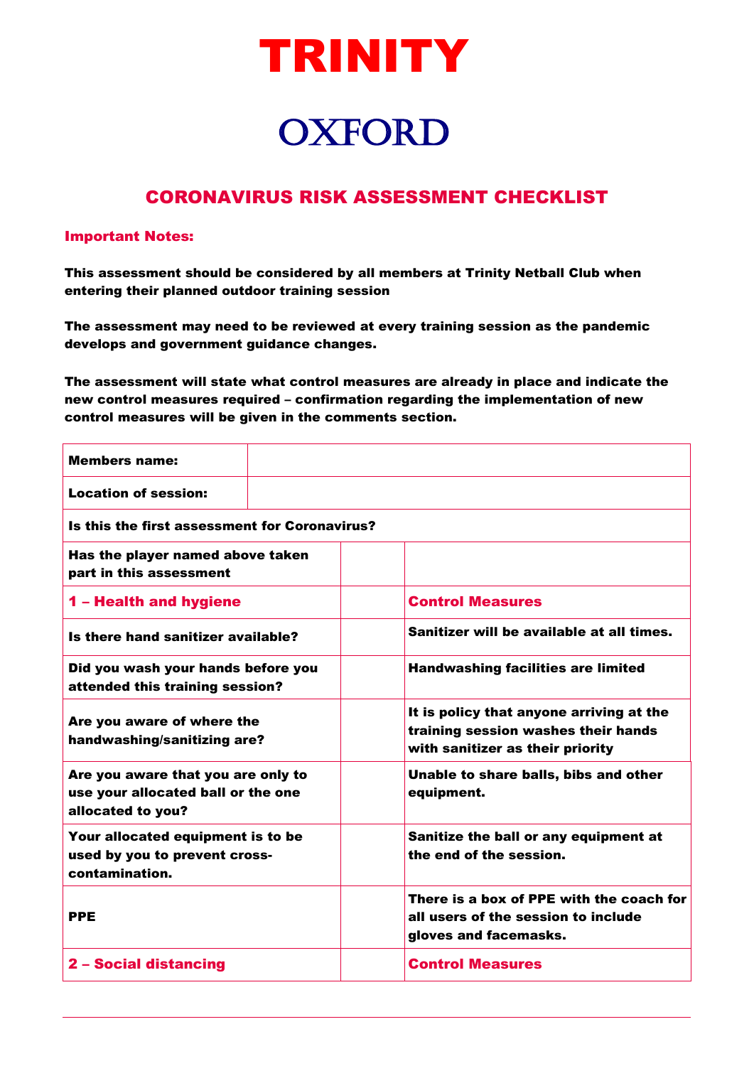# TRINITY

# OXFORD

## CORONAVIRUS RISK ASSESSMENT CHECKLIST

### Important Notes:

**This assessment should be considered by all members at Trinity Netball Club when entering their planned outdoor training session**

**The assessment may need to be reviewed at every training session as the pandemic develops and government guidance changes.**

**The assessment will state what control measures are already in place and indicate the new control measures required – confirmation regarding the implementation of new control measures will be given in the comments section.**

| | | |
|---|---|---|
| **Members name:** | | |
| **Location of session:** | | |
| **Is this the first assessment for Coronavirus?** | | |
| **Has the player named above taken part in this assessment** | | |
| **1 – Health and hygiene** | | **Control Measures** |
| **Is there hand sanitizer available?** | | **Sanitizer will be available at all times.** |
| **Did you wash your hands before you attended this training session?** | | **Handwashing facilities are limited** |
| **Are you aware of where the handwashing/sanitizing are?** | | **It is policy that anyone arriving at the training session washes their hands with sanitizer as their priority** |
| **Are you aware that you are only to use your allocated ball or the one allocated to you?** | | **Unable to share balls, bibs and other equipment.** |
| **Your allocated equipment is to be used by you to prevent cross-contamination.** | | **Sanitize the ball or any equipment at the end of the session.** |
| **PPE** | | **There is a box of PPE with the coach for all users of the session to include gloves and facemasks.** |
| **2 – Social distancing** | | **Control Measures** |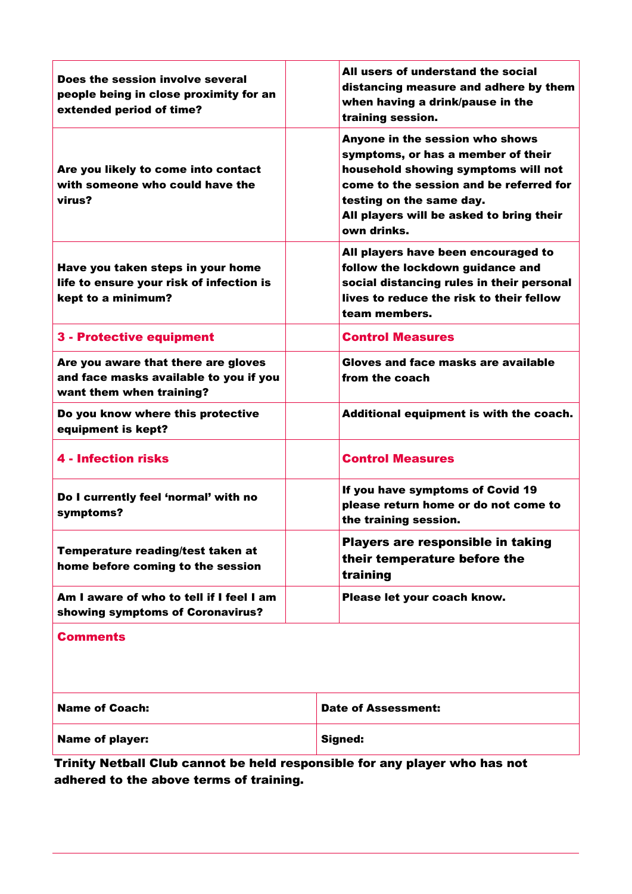| | | |
|---|---|---|
| **Does the session involve several people being in close proximity for an extended period of time?** | | **All users of understand the social distancing measure and adhere by them when having a drink/pause in the training session.** |
| **Are you likely to come into contact with someone who could have the virus?** | | **Anyone in the session who shows symptoms, or has a member of their household showing symptoms will not come to the session and be referred for testing on the same day.**<br>**All players will be asked to bring their own drinks.** |
| **Have you taken steps in your home life to ensure your risk of infection is kept to a minimum?** | | **All players have been encouraged to follow the lockdown guidance and social distancing rules in their personal lives to reduce the risk to their fellow team members.** |
| **3 - Protective equipment** | | **Control Measures** |
| **Are you aware that there are gloves and face masks available to you if you want them when training?** | | **Gloves and face masks are available from the coach** |
| **Do you know where this protective equipment is kept?** | | **Additional equipment is with the coach.** |
| **4 - Infection risks** | | **Control Measures** |
| **Do I currently feel 'normal' with no symptoms?** | | **If you have symptoms of Covid 19 please return home or do not come to the training session.** |
| **Temperature reading/test taken at home before coming to the session** | | **Players are responsible in taking their temperature before the training** |
| **Am I aware of who to tell if I feel I am showing symptoms of Coronavirus?** | | **Please let your coach know.** |

**Comments**

| | |
|---|---|
| **Name of Coach:** | **Date of Assessment:** |
| **Name of player:** | **Signed:** |

**Trinity Netball Club cannot be held responsible for any player who has not adhered to the above terms of training.**